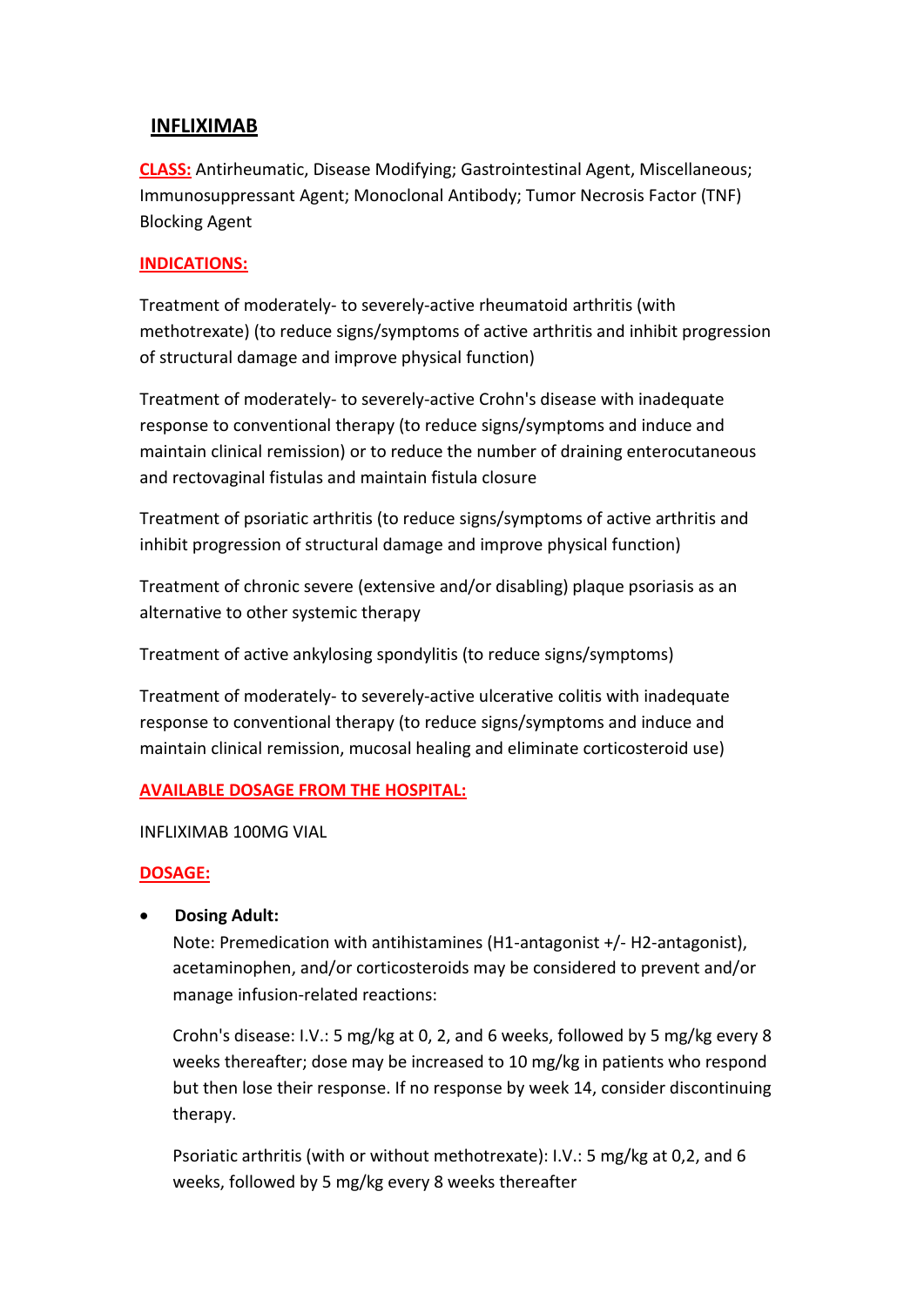# INFLIXIMAB

**CLASS:** Antirheumatic, Disease Modifying; Gastrointestinal Agent, Miscellaneous; Immunosuppressant Agent; Monoclonal Antibody; Tumor Necrosis Factor (TNF) Blocking Agent

**INDICATIONS:**

Treatment of moderately- to severely-active rheumatoid arthritis (with methotrexate) (to reduce signs/symptoms of active arthritis and inhibit progression of structural damage and improve physical function)

Treatment of moderately- to severely-active Crohn's disease with inadequate response to conventional therapy (to reduce signs/symptoms and induce and maintain clinical remission) or to reduce the number of draining enterocutaneous and rectovaginal fistulas and maintain fistula closure

Treatment of psoriatic arthritis (to reduce signs/symptoms of active arthritis and inhibit progression of structural damage and improve physical function)

Treatment of chronic severe (extensive and/or disabling) plaque psoriasis as an alternative to other systemic therapy

Treatment of active ankylosing spondylitis (to reduce signs/symptoms)

Treatment of moderately- to severely-active ulcerative colitis with inadequate response to conventional therapy (to reduce signs/symptoms and induce and maintain clinical remission, mucosal healing and eliminate corticosteroid use)

**AVAILABLE DOSAGE FROM THE HOSPITAL:**

INFLIXIMAB 100MG VIAL

**DOSAGE:**

- **Dosing Adult:**

  Note: Premedication with antihistamines (H1-antagonist +/- H2-antagonist), acetaminophen, and/or corticosteroids may be considered to prevent and/or manage infusion-related reactions:

  Crohn's disease: I.V.: 5 mg/kg at 0, 2, and 6 weeks, followed by 5 mg/kg every 8 weeks thereafter; dose may be increased to 10 mg/kg in patients who respond but then lose their response. If no response by week 14, consider discontinuing therapy.

  Psoriatic arthritis (with or without methotrexate): I.V.: 5 mg/kg at 0,2, and 6 weeks, followed by 5 mg/kg every 8 weeks thereafter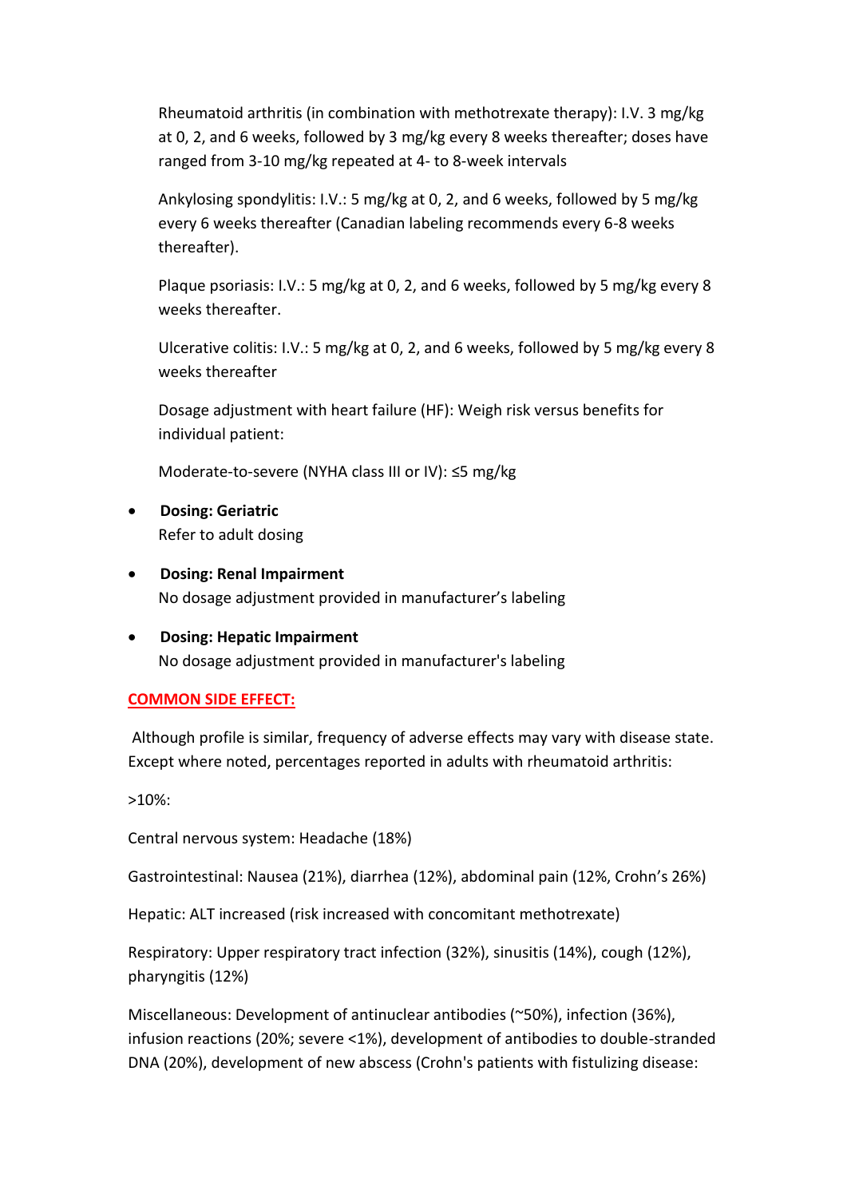Rheumatoid arthritis (in combination with methotrexate therapy): I.V. 3 mg/kg at 0, 2, and 6 weeks, followed by 3 mg/kg every 8 weeks thereafter; doses have ranged from 3-10 mg/kg repeated at 4- to 8-week intervals

Ankylosing spondylitis: I.V.: 5 mg/kg at 0, 2, and 6 weeks, followed by 5 mg/kg every 6 weeks thereafter (Canadian labeling recommends every 6-8 weeks thereafter).

Plaque psoriasis: I.V.: 5 mg/kg at 0, 2, and 6 weeks, followed by 5 mg/kg every 8 weeks thereafter.

Ulcerative colitis: I.V.: 5 mg/kg at 0, 2, and 6 weeks, followed by 5 mg/kg every 8 weeks thereafter

Dosage adjustment with heart failure (HF): Weigh risk versus benefits for individual patient:

Moderate-to-severe (NYHA class III or IV): ≤5 mg/kg

- **Dosing: Geriatric**
  Refer to adult dosing
- **Dosing: Renal Impairment**
  No dosage adjustment provided in manufacturer's labeling
- **Dosing: Hepatic Impairment**
  No dosage adjustment provided in manufacturer's labeling

**COMMON SIDE EFFECT:**

Although profile is similar, frequency of adverse effects may vary with disease state. Except where noted, percentages reported in adults with rheumatoid arthritis:

>10%:

Central nervous system: Headache (18%)

Gastrointestinal: Nausea (21%), diarrhea (12%), abdominal pain (12%, Crohn's 26%)

Hepatic: ALT increased (risk increased with concomitant methotrexate)

Respiratory: Upper respiratory tract infection (32%), sinusitis (14%), cough (12%), pharyngitis (12%)

Miscellaneous: Development of antinuclear antibodies (~50%), infection (36%), infusion reactions (20%; severe <1%), development of antibodies to double-stranded DNA (20%), development of new abscess (Crohn's patients with fistulizing disease: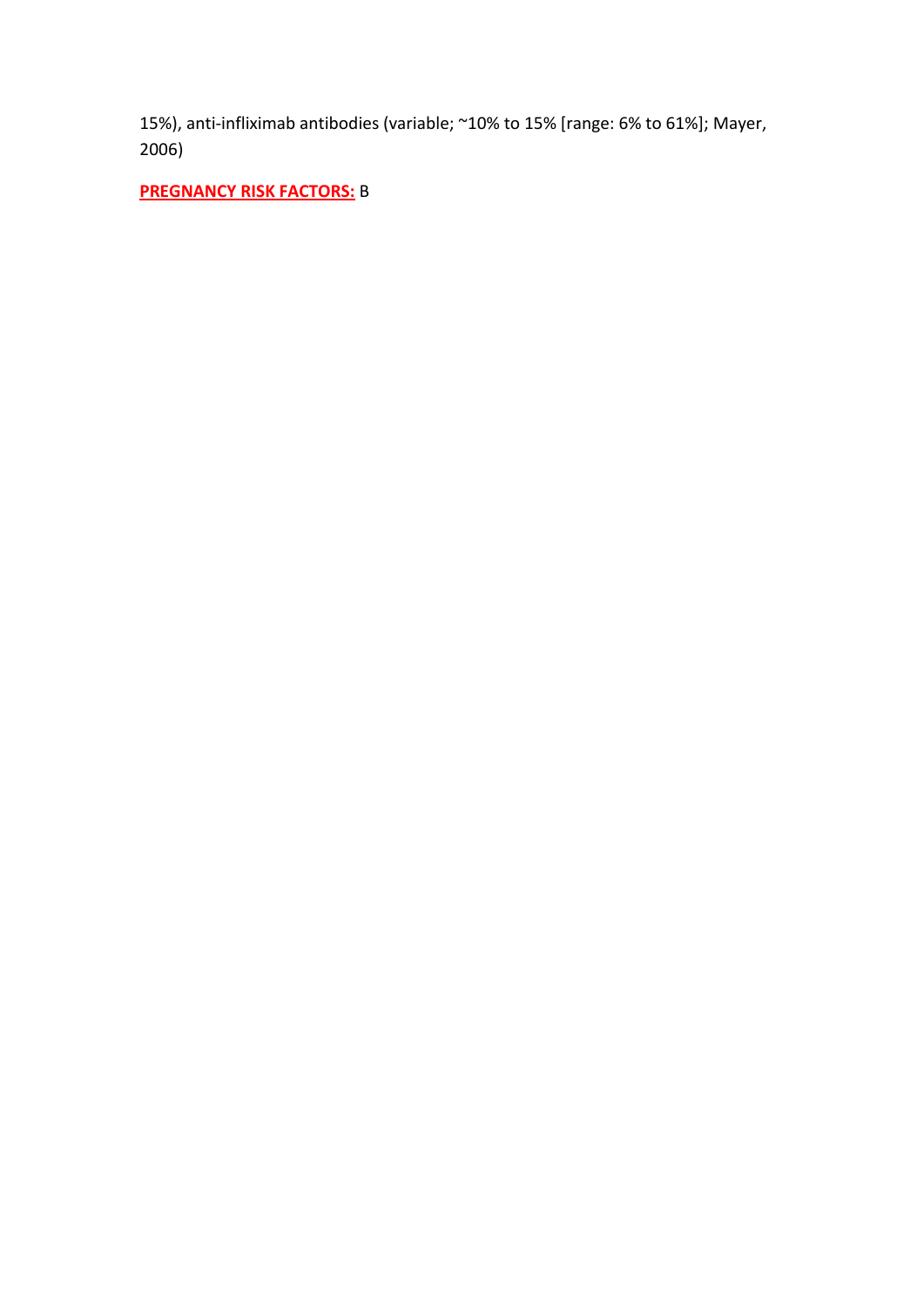15%), anti-infliximab antibodies (variable; ~10% to 15% [range: 6% to 61%]; Mayer, 2006)

**PREGNANCY RISK FACTORS:** B